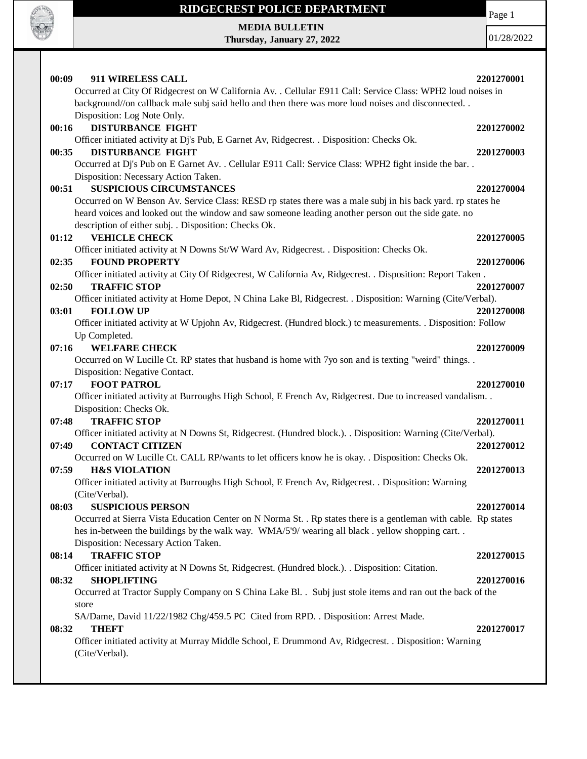# RIDGECREST POLICE DEPARTMENT

**MEDIA BULLETIN**
**Thursday, January 27, 2022**

01/28/2022

**00:09 911 WIRELESS CALL** **2201270001**
Occurred at City Of Ridgecrest on W California Av. . Cellular E911 Call: Service Class: WPH2 loud noises in background//on callback male subj said hello and then there was more loud noises and disconnected. . Disposition: Log Note Only.

**00:16 DISTURBANCE FIGHT** **2201270002**
Officer initiated activity at Dj's Pub, E Garnet Av, Ridgecrest. . Disposition: Checks Ok.

**00:35 DISTURBANCE FIGHT** **2201270003**
Occurred at Dj's Pub on E Garnet Av. . Cellular E911 Call: Service Class: WPH2 fight inside the bar. . Disposition: Necessary Action Taken.

**00:51 SUSPICIOUS CIRCUMSTANCES** **2201270004**
Occurred on W Benson Av. Service Class: RESD rp states there was a male subj in his back yard. rp states he heard voices and looked out the window and saw someone leading another person out the side gate. no description of either subj. . Disposition: Checks Ok.

**01:12 VEHICLE CHECK** **2201270005**
Officer initiated activity at N Downs St/W Ward Av, Ridgecrest. . Disposition: Checks Ok.

**02:35 FOUND PROPERTY** **2201270006**
Officer initiated activity at City Of Ridgecrest, W California Av, Ridgecrest. . Disposition: Report Taken .

**02:50 TRAFFIC STOP** **2201270007**
Officer initiated activity at Home Depot, N China Lake Bl, Ridgecrest. . Disposition: Warning (Cite/Verbal).

**03:01 FOLLOW UP** **2201270008**
Officer initiated activity at W Upjohn Av, Ridgecrest. (Hundred block.) tc measurements. . Disposition: Follow Up Completed.

**07:16 WELFARE CHECK** **2201270009**
Occurred on W Lucille Ct. RP states that husband is home with 7yo son and is texting "weird" things. . Disposition: Negative Contact.

**07:17 FOOT PATROL** **2201270010**
Officer initiated activity at Burroughs High School, E French Av, Ridgecrest. Due to increased vandalism. . Disposition: Checks Ok.

**07:48 TRAFFIC STOP** **2201270011**
Officer initiated activity at N Downs St, Ridgecrest. (Hundred block.). . Disposition: Warning (Cite/Verbal).

**07:49 CONTACT CITIZEN** **2201270012**
Occurred on W Lucille Ct. CALL RP/wants to let officers know he is okay. . Disposition: Checks Ok.

**07:59 H&S VIOLATION** **2201270013**
Officer initiated activity at Burroughs High School, E French Av, Ridgecrest. . Disposition: Warning (Cite/Verbal).

**08:03 SUSPICIOUS PERSON** **2201270014**
Occurred at Sierra Vista Education Center on N Norma St. . Rp states there is a gentleman with cable. Rp states hes in-between the buildings by the walk way. WMA/5'9/ wearing all black . yellow shopping cart. . Disposition: Necessary Action Taken.

**08:14 TRAFFIC STOP** **2201270015**
Officer initiated activity at N Downs St, Ridgecrest. (Hundred block.). . Disposition: Citation.

**08:32 SHOPLIFTING** **2201270016**
Occurred at Tractor Supply Company on S China Lake Bl. . Subj just stole items and ran out the back of the store
SA/Dame, David 11/22/1982 Chg/459.5 PC Cited from RPD. . Disposition: Arrest Made.

**08:32 THEFT** **2201270017**
Officer initiated activity at Murray Middle School, E Drummond Av, Ridgecrest. . Disposition: Warning (Cite/Verbal).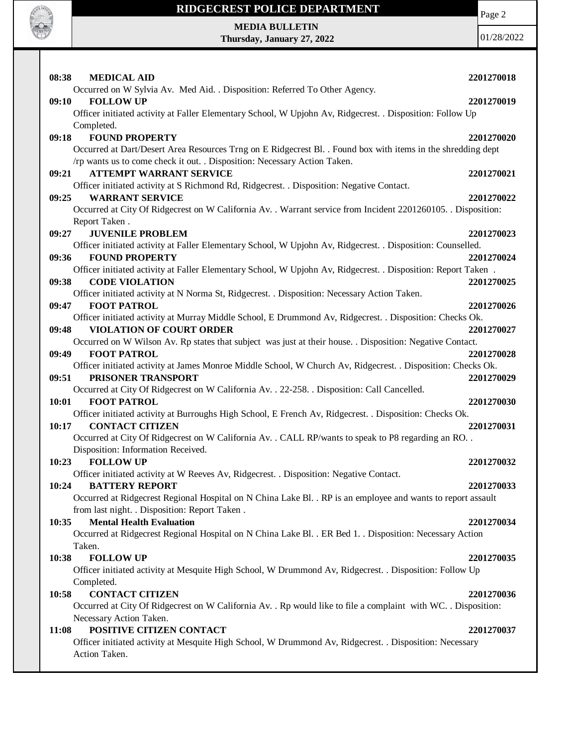**08:38 MEDICAL AID 2201270018**

Occurred on W Sylvia Av. Med Aid. . Disposition: Referred To Other Agency.

**09:10 FOLLOW UP 2201270019**

Officer initiated activity at Faller Elementary School, W Upjohn Av, Ridgecrest. . Disposition: Follow Up Completed.

**09:18 FOUND PROPERTY 2201270020**

Occurred at Dart/Desert Area Resources Trng on E Ridgecrest Bl. . Found box with items in the shredding dept /rp wants us to come check it out. . Disposition: Necessary Action Taken.

**09:21 ATTEMPT WARRANT SERVICE 2201270021**

Officer initiated activity at S Richmond Rd, Ridgecrest. . Disposition: Negative Contact.

**09:25 WARRANT SERVICE 2201270022**

Occurred at City Of Ridgecrest on W California Av. . Warrant service from Incident 2201260105. . Disposition: Report Taken .

**09:27 JUVENILE PROBLEM 2201270023**

Officer initiated activity at Faller Elementary School, W Upjohn Av, Ridgecrest. . Disposition: Counselled.

**09:36 FOUND PROPERTY 2201270024**

Officer initiated activity at Faller Elementary School, W Upjohn Av, Ridgecrest. . Disposition: Report Taken .

**09:38 CODE VIOLATION 2201270025**

Officer initiated activity at N Norma St, Ridgecrest. . Disposition: Necessary Action Taken.

**09:47 FOOT PATROL 2201270026**

Officer initiated activity at Murray Middle School, E Drummond Av, Ridgecrest. . Disposition: Checks Ok.

**09:48 VIOLATION OF COURT ORDER 2201270027**

Occurred on W Wilson Av. Rp states that subject was just at their house. . Disposition: Negative Contact.

**09:49 FOOT PATROL 2201270028**

Officer initiated activity at James Monroe Middle School, W Church Av, Ridgecrest. . Disposition: Checks Ok.

**09:51 PRISONER TRANSPORT 2201270029**

Occurred at City Of Ridgecrest on W California Av. . 22-258. . Disposition: Call Cancelled.

**10:01 FOOT PATROL 2201270030**

Officer initiated activity at Burroughs High School, E French Av, Ridgecrest. . Disposition: Checks Ok.

**10:17 CONTACT CITIZEN 2201270031**

Occurred at City Of Ridgecrest on W California Av. . CALL RP/wants to speak to P8 regarding an RO. . Disposition: Information Received.

**10:23 FOLLOW UP 2201270032**

Officer initiated activity at W Reeves Av, Ridgecrest. . Disposition: Negative Contact.

**10:24 BATTERY REPORT 2201270033**

Occurred at Ridgecrest Regional Hospital on N China Lake Bl. . RP is an employee and wants to report assault from last night. . Disposition: Report Taken .

**10:35 Mental Health Evaluation 2201270034**

Occurred at Ridgecrest Regional Hospital on N China Lake Bl. . ER Bed 1. . Disposition: Necessary Action Taken.

**10:38 FOLLOW UP 2201270035**

Officer initiated activity at Mesquite High School, W Drummond Av, Ridgecrest. . Disposition: Follow Up Completed.

**10:58 CONTACT CITIZEN 2201270036**

Occurred at City Of Ridgecrest on W California Av. . Rp would like to file a complaint with WC. . Disposition: Necessary Action Taken.

**11:08 POSITIVE CITIZEN CONTACT 2201270037**

Officer initiated activity at Mesquite High School, W Drummond Av, Ridgecrest. . Disposition: Necessary Action Taken.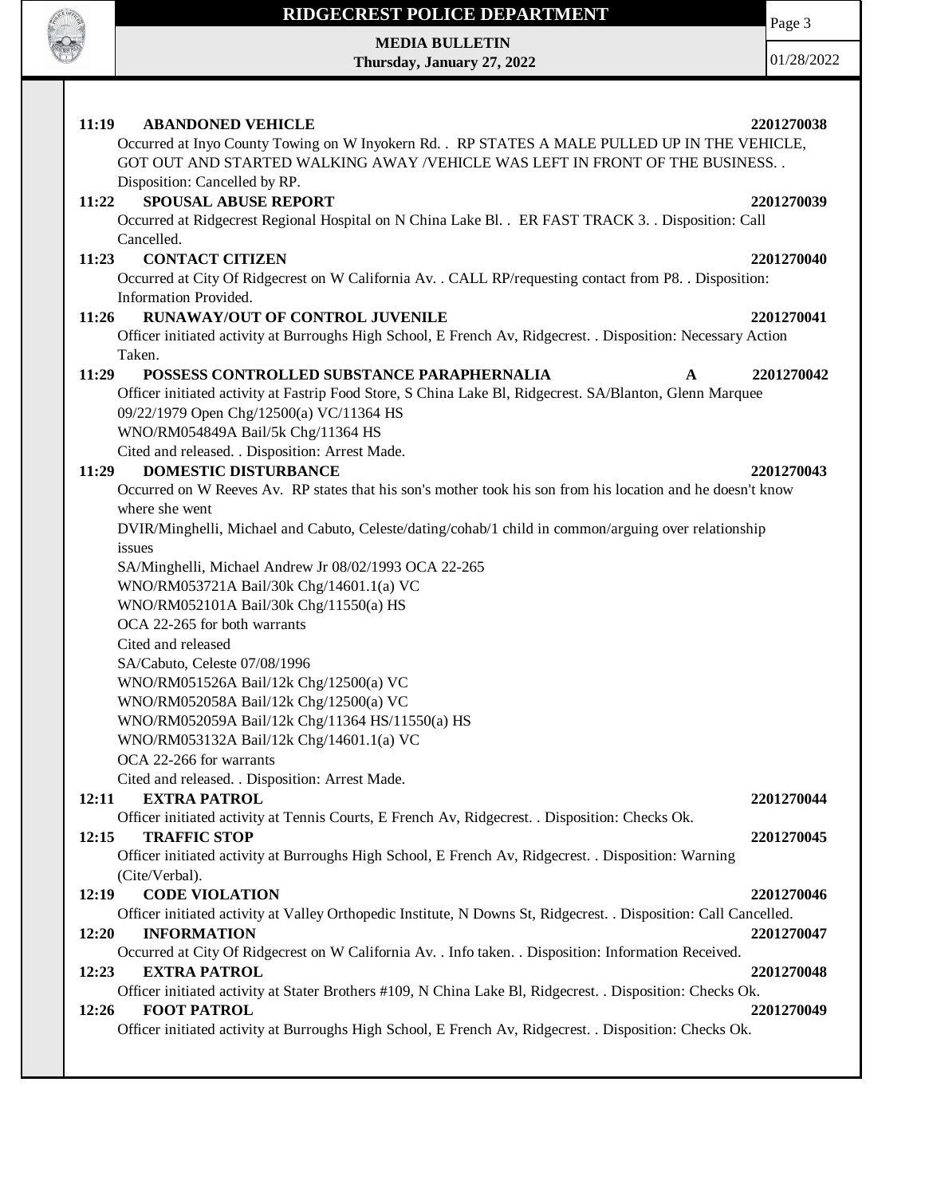**11:19 ABANDONED VEHICLE** **2201270038**

Occurred at Inyo County Towing on W Inyokern Rd. . RP STATES A MALE PULLED UP IN THE VEHICLE, GOT OUT AND STARTED WALKING AWAY /VEHICLE WAS LEFT IN FRONT OF THE BUSINESS. . Disposition: Cancelled by RP.

**11:22 SPOUSAL ABUSE REPORT** **2201270039**

Occurred at Ridgecrest Regional Hospital on N China Lake Bl. . ER FAST TRACK 3. . Disposition: Call Cancelled.

**11:23 CONTACT CITIZEN** **2201270040**

Occurred at City Of Ridgecrest on W California Av. . CALL RP/requesting contact from P8. . Disposition: Information Provided.

**11:26 RUNAWAY/OUT OF CONTROL JUVENILE** **2201270041**

Officer initiated activity at Burroughs High School, E French Av, Ridgecrest. . Disposition: Necessary Action Taken.

**11:29 POSSESS CONTROLLED SUBSTANCE PARAPHERNALIA** **A** **2201270042**

Officer initiated activity at Fastrip Food Store, S China Lake Bl, Ridgecrest. SA/Blanton, Glenn Marquee 09/22/1979 Open Chg/12500(a) VC/11364 HS
WNO/RM054849A Bail/5k Chg/11364 HS
Cited and released. . Disposition: Arrest Made.

**11:29 DOMESTIC DISTURBANCE** **2201270043**

Occurred on W Reeves Av. RP states that his son's mother took his son from his location and he doesn't know where she went
DVIR/Minghelli, Michael and Cabuto, Celeste/dating/cohab/1 child in common/arguing over relationship issues
SA/Minghelli, Michael Andrew Jr 08/02/1993 OCA 22-265
WNO/RM053721A Bail/30k Chg/14601.1(a) VC
WNO/RM052101A Bail/30k Chg/11550(a) HS
OCA 22-265 for both warrants
Cited and released
SA/Cabuto, Celeste 07/08/1996
WNO/RM051526A Bail/12k Chg/12500(a) VC
WNO/RM052058A Bail/12k Chg/12500(a) VC
WNO/RM052059A Bail/12k Chg/11364 HS/11550(a) HS
WNO/RM053132A Bail/12k Chg/14601.1(a) VC
OCA 22-266 for warrants
Cited and released. . Disposition: Arrest Made.

**12:11 EXTRA PATROL** **2201270044**

Officer initiated activity at Tennis Courts, E French Av, Ridgecrest. . Disposition: Checks Ok.

**12:15 TRAFFIC STOP** **2201270045**

Officer initiated activity at Burroughs High School, E French Av, Ridgecrest. . Disposition: Warning (Cite/Verbal).

**12:19 CODE VIOLATION** **2201270046**

Officer initiated activity at Valley Orthopedic Institute, N Downs St, Ridgecrest. . Disposition: Call Cancelled.

**12:20 INFORMATION** **2201270047**

Occurred at City Of Ridgecrest on W California Av. . Info taken. . Disposition: Information Received.

**12:23 EXTRA PATROL** **2201270048**

Officer initiated activity at Stater Brothers #109, N China Lake Bl, Ridgecrest. . Disposition: Checks Ok.

**12:26 FOOT PATROL** **2201270049**

Officer initiated activity at Burroughs High School, E French Av, Ridgecrest. . Disposition: Checks Ok.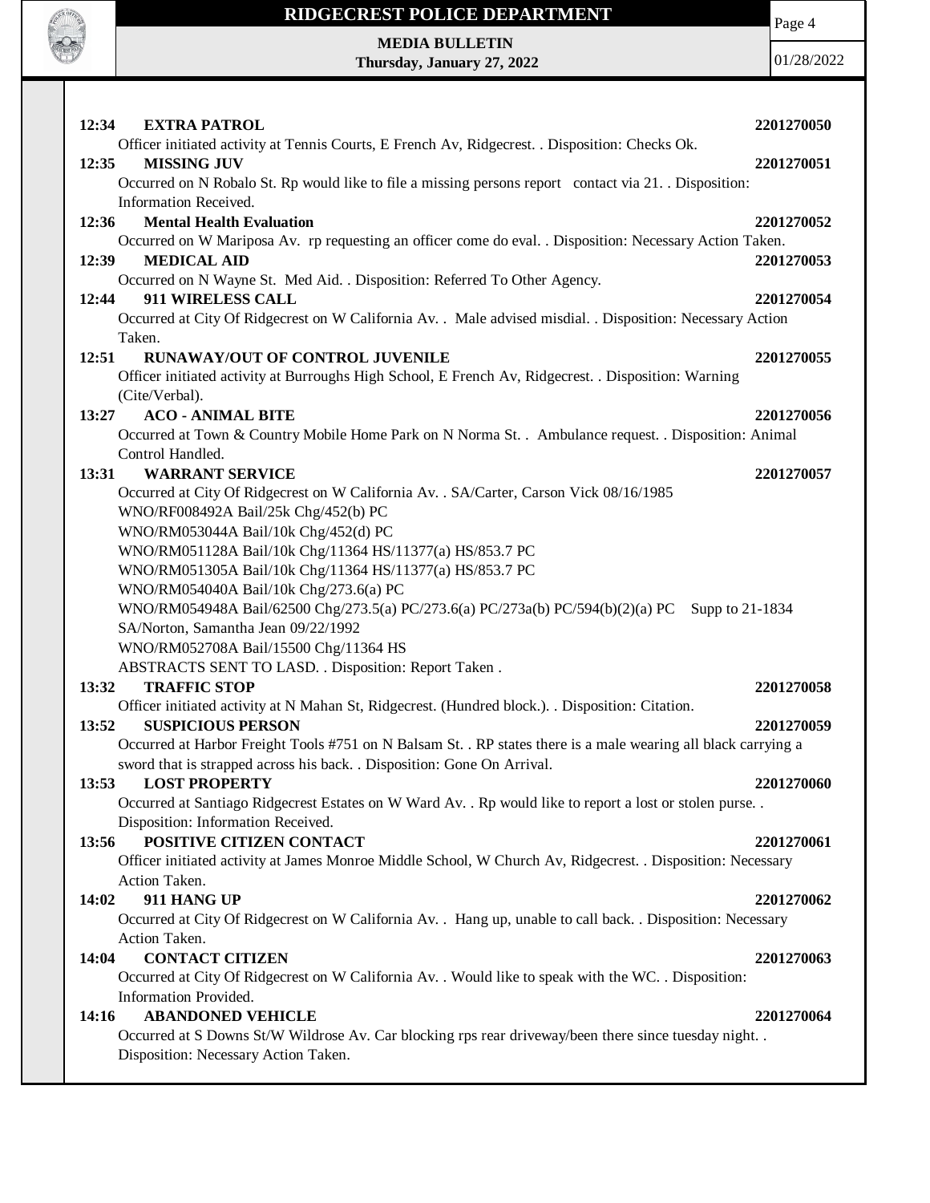**12:34 EXTRA PATROL** 2201270050

Officer initiated activity at Tennis Courts, E French Av, Ridgecrest. . Disposition: Checks Ok.

**12:35 MISSING JUV** 2201270051

Occurred on N Robalo St. Rp would like to file a missing persons report contact via 21. . Disposition: Information Received.

**12:36 Mental Health Evaluation** 2201270052

Occurred on W Mariposa Av. rp requesting an officer come do eval. . Disposition: Necessary Action Taken.

**12:39 MEDICAL AID** 2201270053

Occurred on N Wayne St. Med Aid. . Disposition: Referred To Other Agency.

**12:44 911 WIRELESS CALL** 2201270054

Occurred at City Of Ridgecrest on W California Av. . Male advised misdial. . Disposition: Necessary Action Taken.

**12:51 RUNAWAY/OUT OF CONTROL JUVENILE** 2201270055

Officer initiated activity at Burroughs High School, E French Av, Ridgecrest. . Disposition: Warning (Cite/Verbal).

**13:27 ACO - ANIMAL BITE** 2201270056

Occurred at Town & Country Mobile Home Park on N Norma St. . Ambulance request. . Disposition: Animal Control Handled.

**13:31 WARRANT SERVICE** 2201270057

Occurred at City Of Ridgecrest on W California Av. . SA/Carter, Carson Vick 08/16/1985
WNO/RF008492A Bail/25k Chg/452(b) PC
WNO/RM053044A Bail/10k Chg/452(d) PC
WNO/RM051128A Bail/10k Chg/11364 HS/11377(a) HS/853.7 PC
WNO/RM051305A Bail/10k Chg/11364 HS/11377(a) HS/853.7 PC
WNO/RM054040A Bail/10k Chg/273.6(a) PC
WNO/RM054948A Bail/62500 Chg/273.5(a) PC/273.6(a) PC/273a(b) PC/594(b)(2)(a) PC Supp to 21-1834
SA/Norton, Samantha Jean 09/22/1992
WNO/RM052708A Bail/15500 Chg/11364 HS
ABSTRACTS SENT TO LASD. . Disposition: Report Taken .

**13:32 TRAFFIC STOP** 2201270058

Officer initiated activity at N Mahan St, Ridgecrest. (Hundred block.). . Disposition: Citation.

**13:52 SUSPICIOUS PERSON** 2201270059

Occurred at Harbor Freight Tools #751 on N Balsam St. . RP states there is a male wearing all black carrying a sword that is strapped across his back. . Disposition: Gone On Arrival.

**13:53 LOST PROPERTY** 2201270060

Occurred at Santiago Ridgecrest Estates on W Ward Av. . Rp would like to report a lost or stolen purse. . Disposition: Information Received.

**13:56 POSITIVE CITIZEN CONTACT** 2201270061

Officer initiated activity at James Monroe Middle School, W Church Av, Ridgecrest. . Disposition: Necessary Action Taken.

**14:02 911 HANG UP** 2201270062

Occurred at City Of Ridgecrest on W California Av. . Hang up, unable to call back. . Disposition: Necessary Action Taken.

**14:04 CONTACT CITIZEN** 2201270063

Occurred at City Of Ridgecrest on W California Av. . Would like to speak with the WC. . Disposition: Information Provided.

**14:16 ABANDONED VEHICLE** 2201270064

Occurred at S Downs St/W Wildrose Av. Car blocking rps rear driveway/been there since tuesday night. . Disposition: Necessary Action Taken.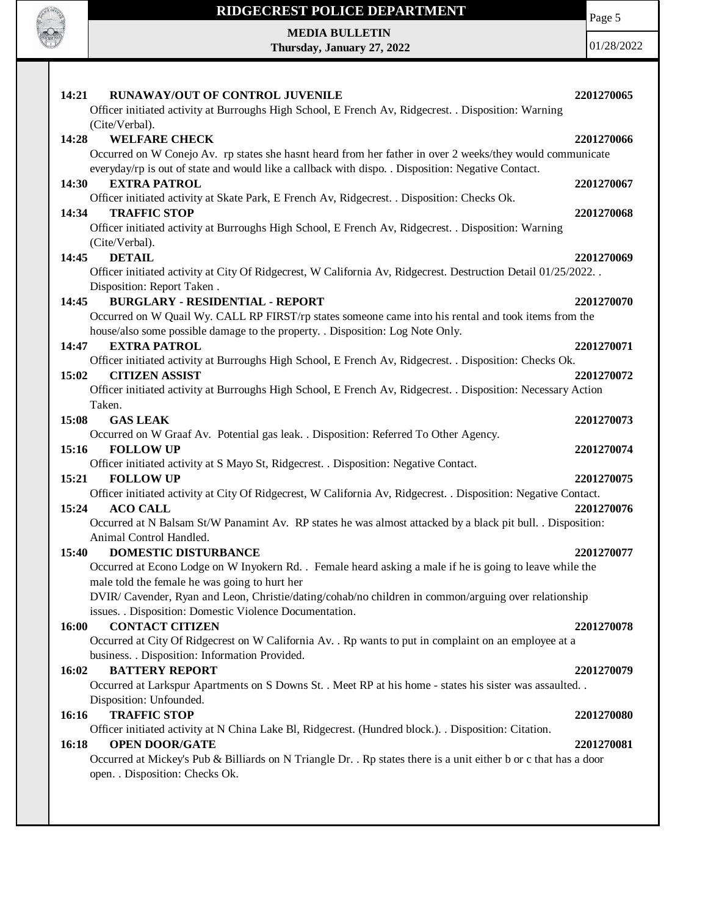**14:21 RUNAWAY/OUT OF CONTROL JUVENILE** **2201270065**
Officer initiated activity at Burroughs High School, E French Av, Ridgecrest. . Disposition: Warning (Cite/Verbal).

**14:28 WELFARE CHECK** **2201270066**
Occurred on W Conejo Av. rp states she hasnt heard from her father in over 2 weeks/they would communicate everyday/rp is out of state and would like a callback with dispo. . Disposition: Negative Contact.

**14:30 EXTRA PATROL** **2201270067**
Officer initiated activity at Skate Park, E French Av, Ridgecrest. . Disposition: Checks Ok.

**14:34 TRAFFIC STOP** **2201270068**
Officer initiated activity at Burroughs High School, E French Av, Ridgecrest. . Disposition: Warning (Cite/Verbal).

**14:45 DETAIL** **2201270069**
Officer initiated activity at City Of Ridgecrest, W California Av, Ridgecrest. Destruction Detail 01/25/2022. . Disposition: Report Taken .

**14:45 BURGLARY - RESIDENTIAL - REPORT** **2201270070**
Occurred on W Quail Wy. CALL RP FIRST/rp states someone came into his rental and took items from the house/also some possible damage to the property. . Disposition: Log Note Only.

**14:47 EXTRA PATROL** **2201270071**
Officer initiated activity at Burroughs High School, E French Av, Ridgecrest. . Disposition: Checks Ok.

**15:02 CITIZEN ASSIST** **2201270072**
Officer initiated activity at Burroughs High School, E French Av, Ridgecrest. . Disposition: Necessary Action Taken.

**15:08 GAS LEAK** **2201270073**
Occurred on W Graaf Av. Potential gas leak. . Disposition: Referred To Other Agency.

**15:16 FOLLOW UP** **2201270074**
Officer initiated activity at S Mayo St, Ridgecrest. . Disposition: Negative Contact.

**15:21 FOLLOW UP** **2201270075**
Officer initiated activity at City Of Ridgecrest, W California Av, Ridgecrest. . Disposition: Negative Contact.

**15:24 ACO CALL** **2201270076**
Occurred at N Balsam St/W Panamint Av. RP states he was almost attacked by a black pit bull. . Disposition: Animal Control Handled.

**15:40 DOMESTIC DISTURBANCE** **2201270077**
Occurred at Econo Lodge on W Inyokern Rd. . Female heard asking a male if he is going to leave while the male told the female he was going to hurt her
DVIR/ Cavender, Ryan and Leon, Christie/dating/cohab/no children in common/arguing over relationship issues. . Disposition: Domestic Violence Documentation.

**16:00 CONTACT CITIZEN** **2201270078**
Occurred at City Of Ridgecrest on W California Av. . Rp wants to put in complaint on an employee at a business. . Disposition: Information Provided.

**16:02 BATTERY REPORT** **2201270079**
Occurred at Larkspur Apartments on S Downs St. . Meet RP at his home - states his sister was assaulted. . Disposition: Unfounded.

**16:16 TRAFFIC STOP** **2201270080**
Officer initiated activity at N China Lake Bl, Ridgecrest. (Hundred block.). . Disposition: Citation.

**16:18 OPEN DOOR/GATE** **2201270081**
Occurred at Mickey's Pub & Billiards on N Triangle Dr. . Rp states there is a unit either b or c that has a door open. . Disposition: Checks Ok.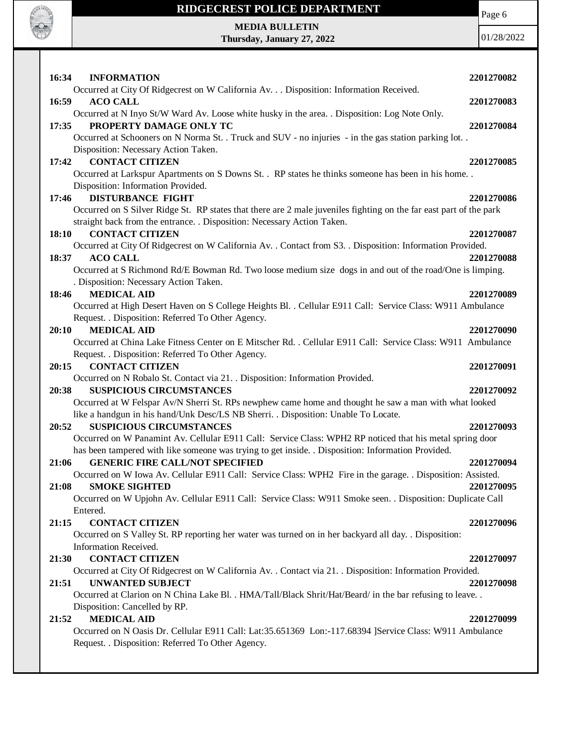**16:34 INFORMATION 2201270082**

Occurred at City Of Ridgecrest on W California Av. . . Disposition: Information Received.

**16:59 ACO CALL 2201270083**

Occurred at N Inyo St/W Ward Av. Loose white husky in the area. . Disposition: Log Note Only.

**17:35 PROPERTY DAMAGE ONLY TC 2201270084**

Occurred at Schooners on N Norma St. . Truck and SUV - no injuries - in the gas station parking lot. . Disposition: Necessary Action Taken.

**17:42 CONTACT CITIZEN 2201270085**

Occurred at Larkspur Apartments on S Downs St. . RP states he thinks someone has been in his home. . Disposition: Information Provided.

**17:46 DISTURBANCE FIGHT 2201270086**

Occurred on S Silver Ridge St. RP states that there are 2 male juveniles fighting on the far east part of the park straight back from the entrance. . Disposition: Necessary Action Taken.

**18:10 CONTACT CITIZEN 2201270087**

Occurred at City Of Ridgecrest on W California Av. . Contact from S3. . Disposition: Information Provided.

**18:37 ACO CALL 2201270088**

Occurred at S Richmond Rd/E Bowman Rd. Two loose medium size dogs in and out of the road/One is limping. . Disposition: Necessary Action Taken.

**18:46 MEDICAL AID 2201270089**

Occurred at High Desert Haven on S College Heights Bl. . Cellular E911 Call: Service Class: W911 Ambulance Request. . Disposition: Referred To Other Agency.

**20:10 MEDICAL AID 2201270090**

Occurred at China Lake Fitness Center on E Mitscher Rd. . Cellular E911 Call: Service Class: W911 Ambulance Request. . Disposition: Referred To Other Agency.

**20:15 CONTACT CITIZEN 2201270091**

Occurred on N Robalo St. Contact via 21. . Disposition: Information Provided.

**20:38 SUSPICIOUS CIRCUMSTANCES 2201270092**

Occurred at W Felspar Av/N Sherri St. RPs newphew came home and thought he saw a man with what looked like a handgun in his hand/Unk Desc/LS NB Sherri. . Disposition: Unable To Locate.

**20:52 SUSPICIOUS CIRCUMSTANCES 2201270093**

Occurred on W Panamint Av. Cellular E911 Call: Service Class: WPH2 RP noticed that his metal spring door has been tampered with like someone was trying to get inside. . Disposition: Information Provided.

**21:06 GENERIC FIRE CALL/NOT SPECIFIED 2201270094**

Occurred on W Iowa Av. Cellular E911 Call: Service Class: WPH2 Fire in the garage. . Disposition: Assisted.

**21:08 SMOKE SIGHTED 2201270095**

Occurred on W Upjohn Av. Cellular E911 Call: Service Class: W911 Smoke seen. . Disposition: Duplicate Call Entered.

**21:15 CONTACT CITIZEN 2201270096**

Occurred on S Valley St. RP reporting her water was turned on in her backyard all day. . Disposition: Information Received.

**21:30 CONTACT CITIZEN 2201270097**

Occurred at City Of Ridgecrest on W California Av. . Contact via 21. . Disposition: Information Provided.

**21:51 UNWANTED SUBJECT 2201270098**

Occurred at Clarion on N China Lake Bl. . HMA/Tall/Black Shrit/Hat/Beard/ in the bar refusing to leave. . Disposition: Cancelled by RP.

**21:52 MEDICAL AID 2201270099**

Occurred on N Oasis Dr. Cellular E911 Call: Lat:35.651369 Lon:-117.68394 ]Service Class: W911 Ambulance Request. . Disposition: Referred To Other Agency.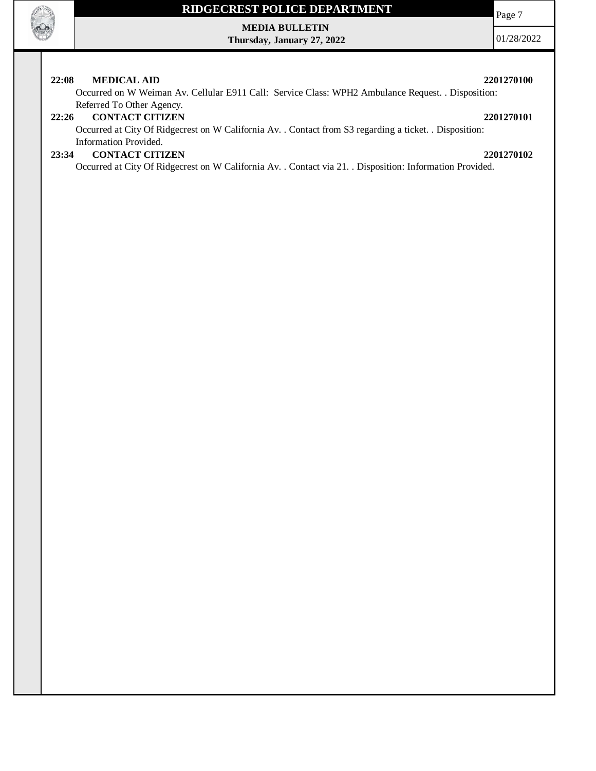**22:08 MEDICAL AID** **2201270100**

Occurred on W Weiman Av. Cellular E911 Call: Service Class: WPH2 Ambulance Request. . Disposition: Referred To Other Agency.

**22:26 CONTACT CITIZEN** **2201270101**

Occurred at City Of Ridgecrest on W California Av. . Contact from S3 regarding a ticket. . Disposition: Information Provided.

**23:34 CONTACT CITIZEN** **2201270102**

Occurred at City Of Ridgecrest on W California Av. . Contact via 21. . Disposition: Information Provided.